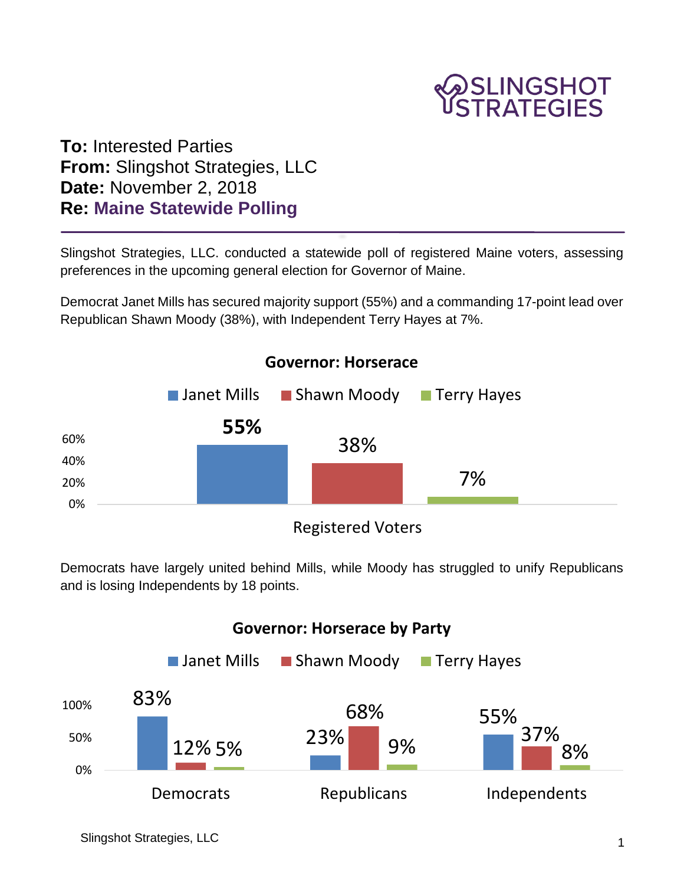**To:** Interested Parties
**From:** Slingshot Strategies, LLC
**Date:** November 2, 2018
**Re:** **Maine Statewide Polling**

---

Slingshot Strategies, LLC. conducted a statewide poll of registered Maine voters, assessing preferences in the upcoming general election for Governor of Maine.

Democrat Janet Mills has secured majority support (55%) and a commanding 17-point lead over Republican Shawn Moody (38%), with Independent Terry Hayes at 7%.

**Governor: Horserace**

| | Janet Mills | Shawn Moody | Terry Hayes |
|---|---|---|---|
| Registered Voters | 55% | 38% | 7% |

Democrats have largely united behind Mills, while Moody has struggled to unify Republicans and is losing Independents by 18 points.

**Governor: Horserace by Party**

| | Janet Mills | Shawn Moody | Terry Hayes |
|---|---|---|---|
| Democrats | 83% | 12% | 5% |
| Republicans | 23% | 68% | 9% |
| Independents | 55% | 37% | 8% |

Slingshot Strategies, LLC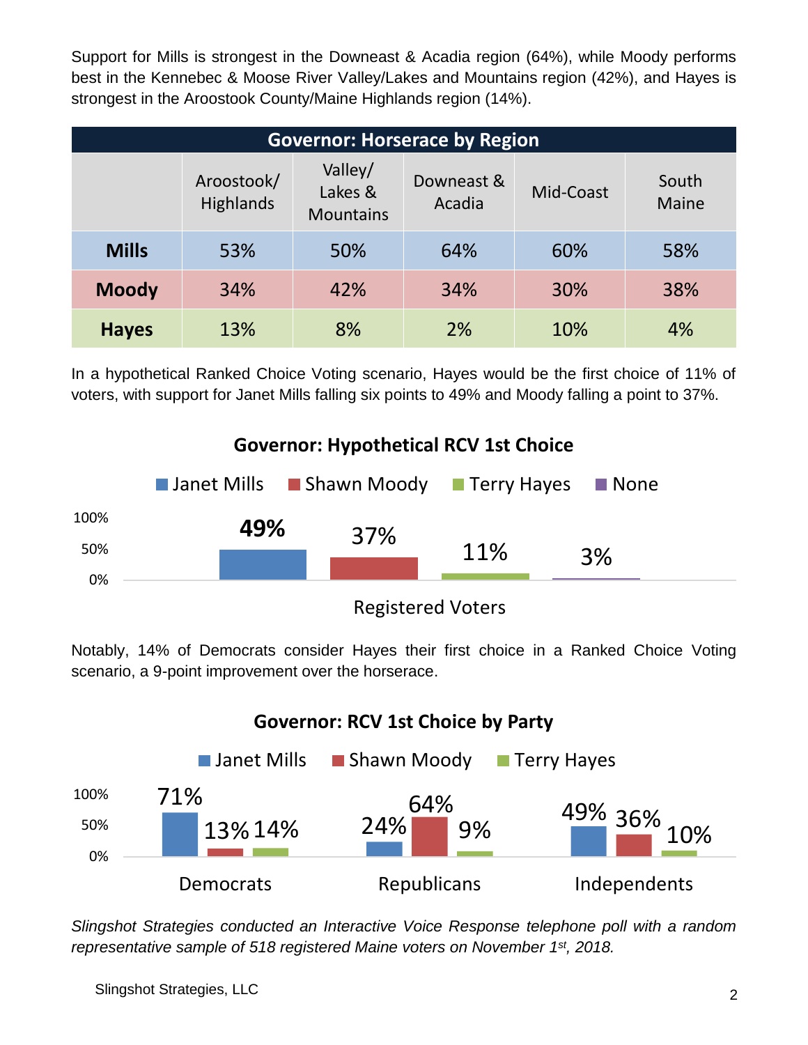Support for Mills is strongest in the Downeast & Acadia region (64%), while Moody performs best in the Kennebec & Moose River Valley/Lakes and Mountains region (42%), and Hayes is strongest in the Aroostook County/Maine Highlands region (14%).

**Governor: Horserace by Region**

| | Aroostook/ Highlands | Valley/ Lakes & Mountains | Downeast & Acadia | Mid-Coast | South Maine |
|---|---|---|---|---|---|
| **Mills** | 53% | 50% | 64% | 60% | 58% |
| **Moody** | 34% | 42% | 34% | 30% | 38% |
| **Hayes** | 13% | 8% | 2% | 10% | 4% |

In a hypothetical Ranked Choice Voting scenario, Hayes would be the first choice of 11% of voters, with support for Janet Mills falling six points to 49% and Moody falling a point to 37%.

**Governor: Hypothetical RCV 1st Choice**

Janet Mills
Shawn Moody
Terry Hayes
None

100%
50%
0%

49%
37%
11%
3%

Registered Voters

Notably, 14% of Democrats consider Hayes their first choice in a Ranked Choice Voting scenario, a 9-point improvement over the horserace.

**Governor: RCV 1st Choice by Party**

Janet Mills
Shawn Moody
Terry Hayes

100%
50%
0%

Democrats: 71% 13% 14%
Republicans: 24% 64% 9%
Independents: 49% 36% 10%

*Slingshot Strategies conducted an Interactive Voice Response telephone poll with a random representative sample of 518 registered Maine voters on November 1st, 2018.*

Slingshot Strategies, LLC